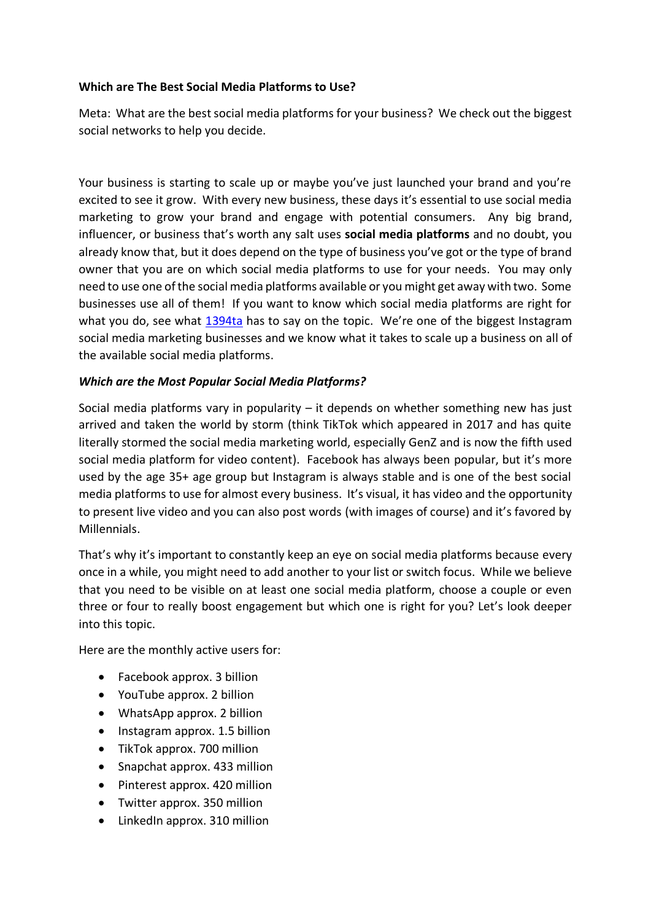**Which are The Best Social Media Platforms to Use?**

Meta: What are the best social media platforms for your business? We check out the biggest social networks to help you decide.

Your business is starting to scale up or maybe you've just launched your brand and you're excited to see it grow. With every new business, these days it's essential to use social media marketing to grow your brand and engage with potential consumers. Any big brand, influencer, or business that's worth any salt uses **social media platforms** and no doubt, you already know that, but it does depend on the type of business you've got or the type of brand owner that you are on which social media platforms to use for your needs. You may only need to use one of the social media platforms available or you might get away with two. Some businesses use all of them! If you want to know which social media platforms are right for what you do, see what 1394ta has to say on the topic. We're one of the biggest Instagram social media marketing businesses and we know what it takes to scale up a business on all of the available social media platforms.

***Which are the Most Popular Social Media Platforms?***

Social media platforms vary in popularity – it depends on whether something new has just arrived and taken the world by storm (think TikTok which appeared in 2017 and has quite literally stormed the social media marketing world, especially GenZ and is now the fifth used social media platform for video content). Facebook has always been popular, but it's more used by the age 35+ age group but Instagram is always stable and is one of the best social media platforms to use for almost every business. It's visual, it has video and the opportunity to present live video and you can also post words (with images of course) and it's favored by Millennials.

That's why it's important to constantly keep an eye on social media platforms because every once in a while, you might need to add another to your list or switch focus. While we believe that you need to be visible on at least one social media platform, choose a couple or even three or four to really boost engagement but which one is right for you? Let's look deeper into this topic.

Here are the monthly active users for:

- Facebook approx. 3 billion
- YouTube approx. 2 billion
- WhatsApp approx. 2 billion
- Instagram approx. 1.5 billion
- TikTok approx. 700 million
- Snapchat approx. 433 million
- Pinterest approx. 420 million
- Twitter approx. 350 million
- LinkedIn approx. 310 million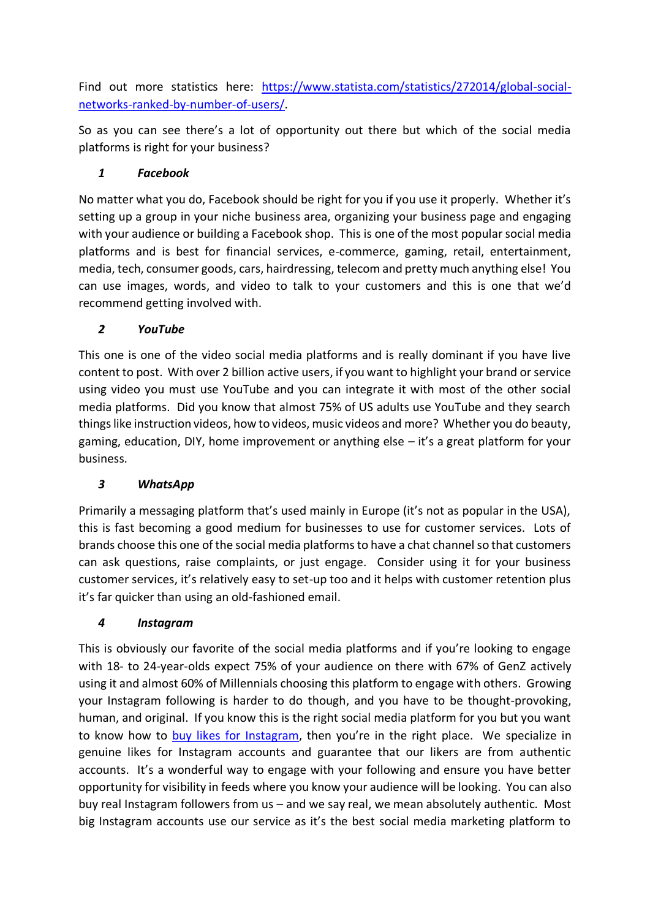Find out more statistics here: [https://www.statista.com/statistics/272014/global-social-networks-ranked-by-number-of-users/](https://www.statista.com/statistics/272014/global-social-networks-ranked-by-number-of-users/).

So as you can see there's a lot of opportunity out there but which of the social media platforms is right for your business?

### *1 Facebook*

No matter what you do, Facebook should be right for you if you use it properly. Whether it's setting up a group in your niche business area, organizing your business page and engaging with your audience or building a Facebook shop. This is one of the most popular social media platforms and is best for financial services, e-commerce, gaming, retail, entertainment, media, tech, consumer goods, cars, hairdressing, telecom and pretty much anything else! You can use images, words, and video to talk to your customers and this is one that we'd recommend getting involved with.

### *2 YouTube*

This one is one of the video social media platforms and is really dominant if you have live content to post. With over 2 billion active users, if you want to highlight your brand or service using video you must use YouTube and you can integrate it with most of the other social media platforms. Did you know that almost 75% of US adults use YouTube and they search things like instruction videos, how to videos, music videos and more? Whether you do beauty, gaming, education, DIY, home improvement or anything else – it's a great platform for your business.

### *3 WhatsApp*

Primarily a messaging platform that's used mainly in Europe (it's not as popular in the USA), this is fast becoming a good medium for businesses to use for customer services. Lots of brands choose this one of the social media platforms to have a chat channel so that customers can ask questions, raise complaints, or just engage. Consider using it for your business customer services, it's relatively easy to set-up too and it helps with customer retention plus it's far quicker than using an old-fashioned email.

### *4 Instagram*

This is obviously our favorite of the social media platforms and if you're looking to engage with 18- to 24-year-olds expect 75% of your audience on there with 67% of GenZ actively using it and almost 60% of Millennials choosing this platform to engage with others. Growing your Instagram following is harder to do though, and you have to be thought-provoking, human, and original. If you know this is the right social media platform for you but you want to know how to [buy likes for Instagram](), then you're in the right place. We specialize in genuine likes for Instagram accounts and guarantee that our likers are from authentic accounts. It's a wonderful way to engage with your following and ensure you have better opportunity for visibility in feeds where you know your audience will be looking. You can also buy real Instagram followers from us – and we say real, we mean absolutely authentic. Most big Instagram accounts use our service as it's the best social media marketing platform to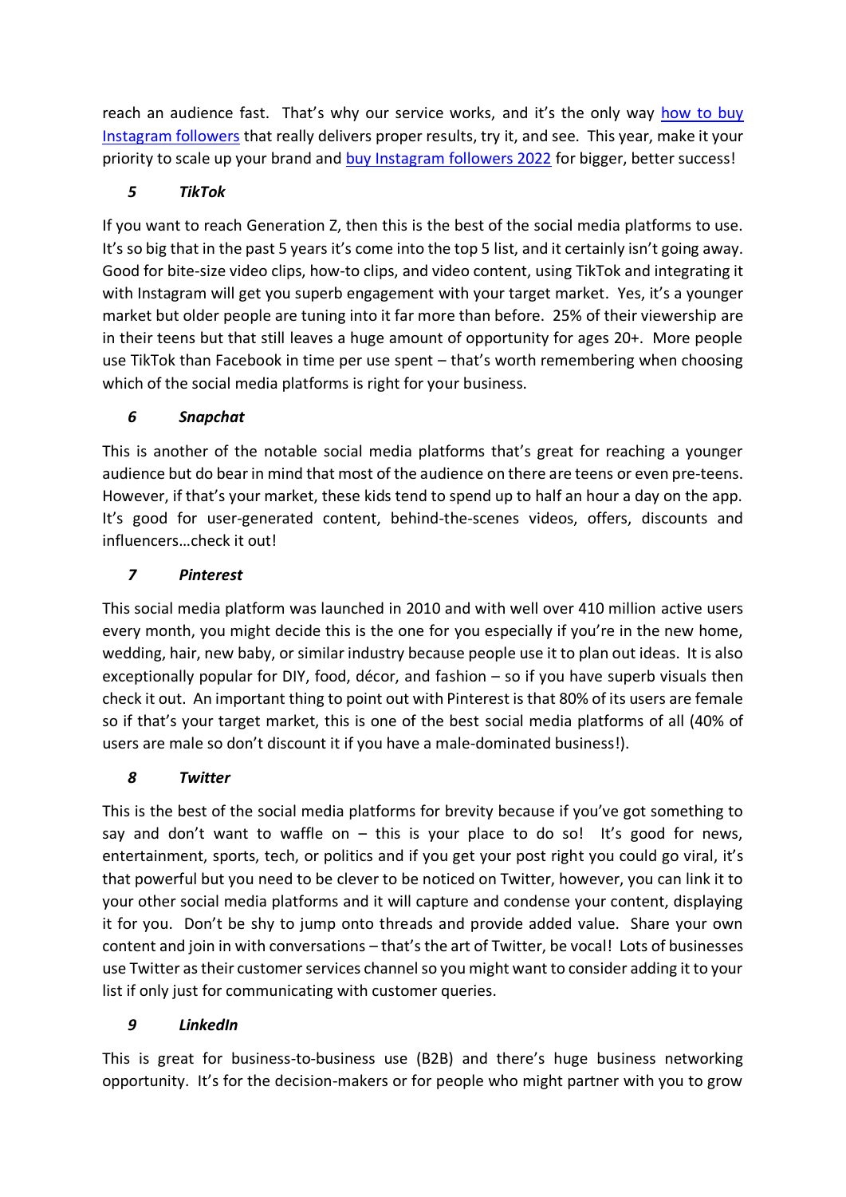reach an audience fast. That's why our service works, and it's the only way [how to buy Instagram followers]() that really delivers proper results, try it, and see. This year, make it your priority to scale up your brand and [buy Instagram followers 2022]() for bigger, better success!

### *5 TikTok*

If you want to reach Generation Z, then this is the best of the social media platforms to use. It's so big that in the past 5 years it's come into the top 5 list, and it certainly isn't going away. Good for bite-size video clips, how-to clips, and video content, using TikTok and integrating it with Instagram will get you superb engagement with your target market. Yes, it's a younger market but older people are tuning into it far more than before. 25% of their viewership are in their teens but that still leaves a huge amount of opportunity for ages 20+. More people use TikTok than Facebook in time per use spent – that's worth remembering when choosing which of the social media platforms is right for your business.

### *6 Snapchat*

This is another of the notable social media platforms that's great for reaching a younger audience but do bear in mind that most of the audience on there are teens or even pre-teens. However, if that's your market, these kids tend to spend up to half an hour a day on the app. It's good for user-generated content, behind-the-scenes videos, offers, discounts and influencers…check it out!

### *7 Pinterest*

This social media platform was launched in 2010 and with well over 410 million active users every month, you might decide this is the one for you especially if you're in the new home, wedding, hair, new baby, or similar industry because people use it to plan out ideas. It is also exceptionally popular for DIY, food, décor, and fashion – so if you have superb visuals then check it out. An important thing to point out with Pinterest is that 80% of its users are female so if that's your target market, this is one of the best social media platforms of all (40% of users are male so don't discount it if you have a male-dominated business!).

### *8 Twitter*

This is the best of the social media platforms for brevity because if you've got something to say and don't want to waffle on – this is your place to do so! It's good for news, entertainment, sports, tech, or politics and if you get your post right you could go viral, it's that powerful but you need to be clever to be noticed on Twitter, however, you can link it to your other social media platforms and it will capture and condense your content, displaying it for you. Don't be shy to jump onto threads and provide added value. Share your own content and join in with conversations – that's the art of Twitter, be vocal! Lots of businesses use Twitter as their customer services channel so you might want to consider adding it to your list if only just for communicating with customer queries.

### *9 LinkedIn*

This is great for business-to-business use (B2B) and there's huge business networking opportunity. It's for the decision-makers or for people who might partner with you to grow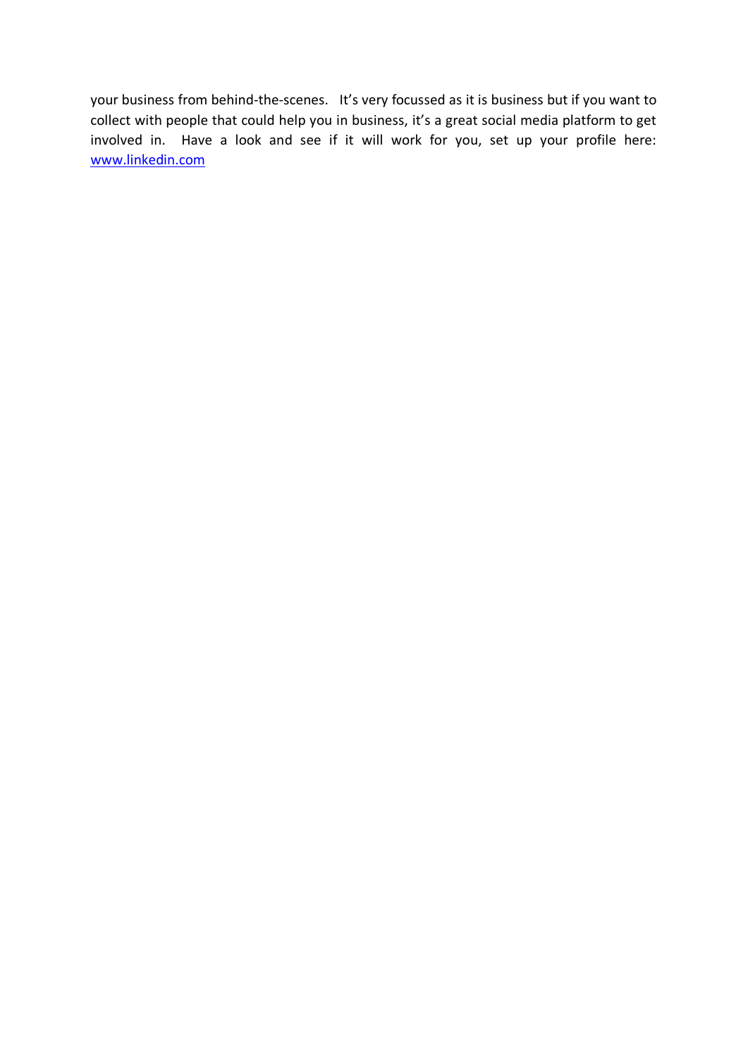your business from behind-the-scenes. It's very focussed as it is business but if you want to collect with people that could help you in business, it's a great social media platform to get involved in. Have a look and see if it will work for you, set up your profile here: [www.linkedin.com](http://www.linkedin.com)